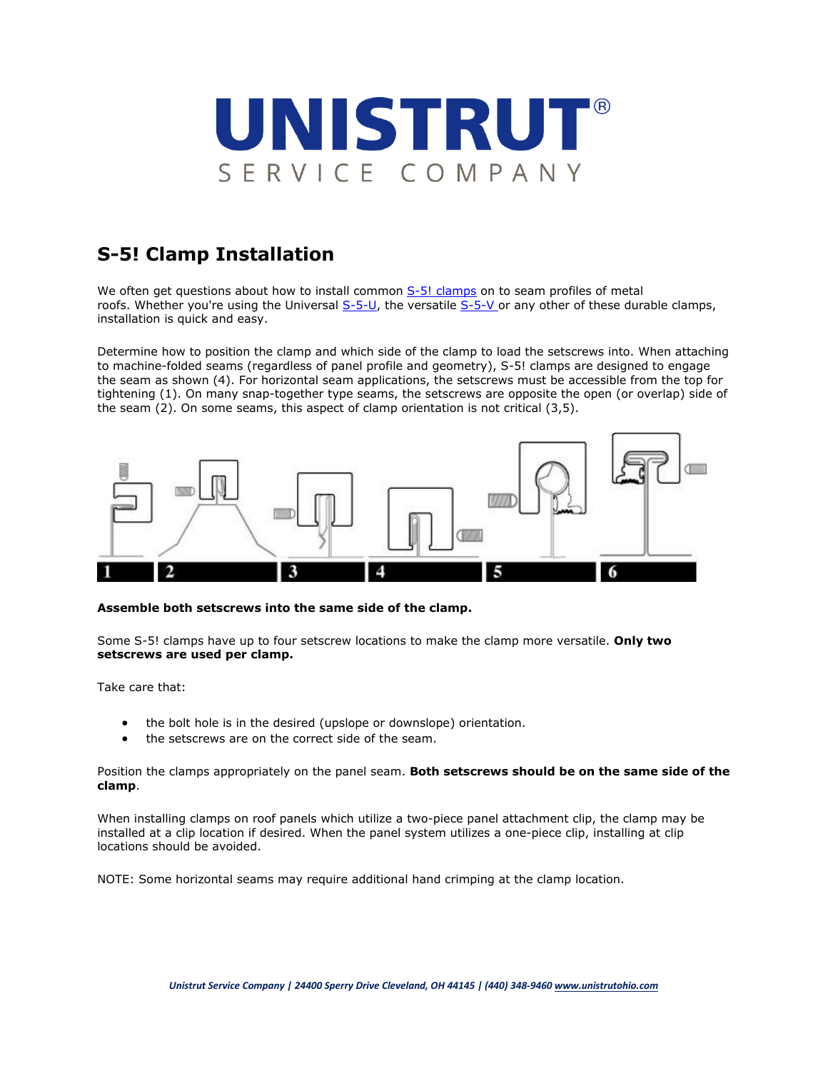# UNISTRUT®

SERVICE COMPANY

## S-5! Clamp Installation

We often get questions about how to install common [S-5! clamps](S-5! clamps) on to seam profiles of metal roofs. Whether you're using the Universal [S-5-U](S-5-U), the versatile [S-5-V](S-5-V) or any other of these durable clamps, installation is quick and easy.

Determine how to position the clamp and which side of the clamp to load the setscrews into. When attaching to machine-folded seams (regardless of panel profile and geometry), S-5! clamps are designed to engage the seam as shown (4). For horizontal seam applications, the setscrews must be accessible from the top for tightening (1). On many snap-together type seams, the setscrews are opposite the open (or overlap) side of the seam (2). On some seams, this aspect of clamp orientation is not critical (3,5).

1 2 3 4 5 6

**Assemble both setscrews into the same side of the clamp.**

Some S-5! clamps have up to four setscrew locations to make the clamp more versatile. **Only two setscrews are used per clamp.**

Take care that:

- the bolt hole is in the desired (upslope or downslope) orientation.
- the setscrews are on the correct side of the seam.

Position the clamps appropriately on the panel seam. **Both setscrews should be on the same side of the clamp**.

When installing clamps on roof panels which utilize a two-piece panel attachment clip, the clamp may be installed at a clip location if desired. When the panel system utilizes a one-piece clip, installing at clip locations should be avoided.

NOTE: Some horizontal seams may require additional hand crimping at the clamp location.

*Unistrut Service Company | 24400 Sperry Drive Cleveland, OH 44145 | (440) 348-9460 www.unistrutohio.com*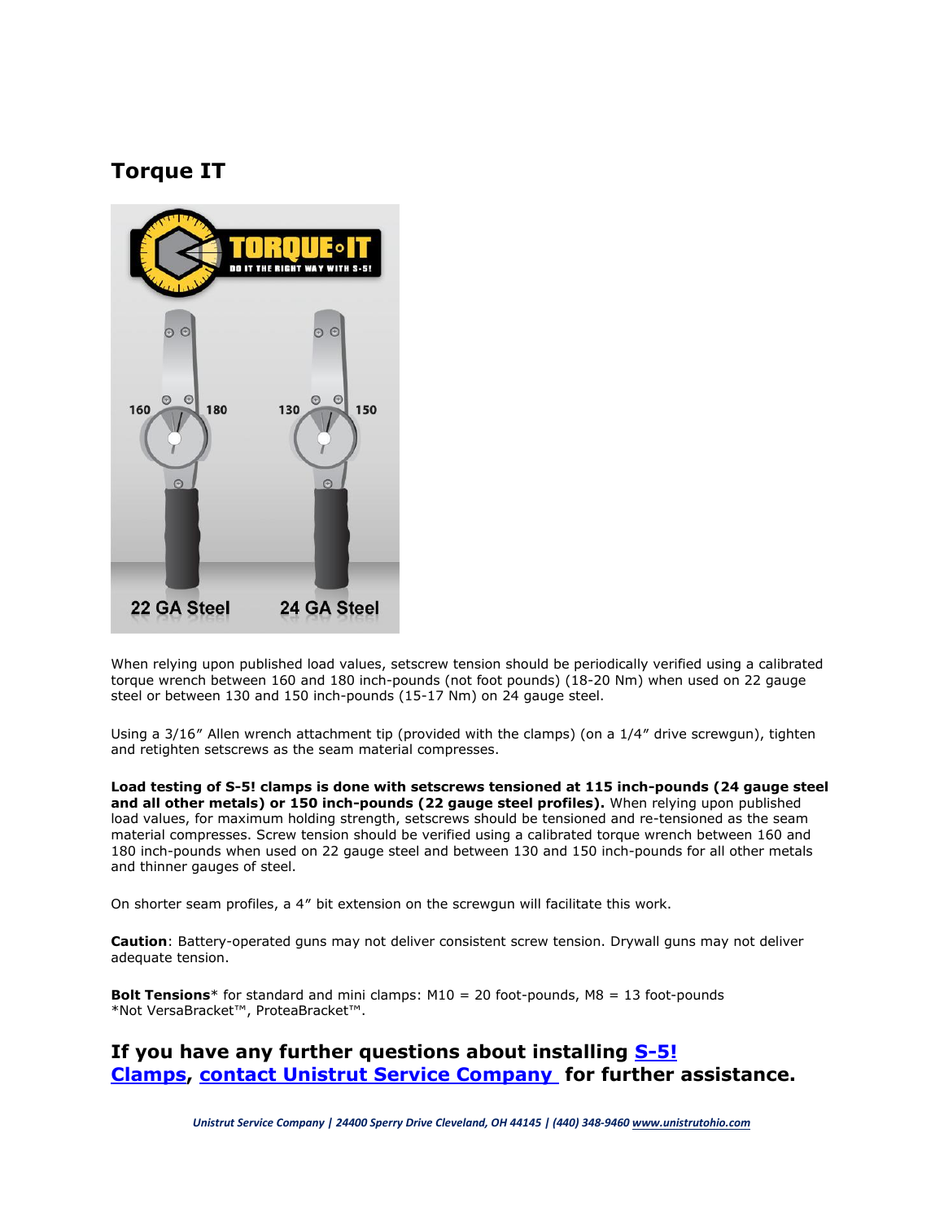## Torque IT

When relying upon published load values, setscrew tension should be periodically verified using a calibrated torque wrench between 160 and 180 inch-pounds (not foot pounds) (18-20 Nm) when used on 22 gauge steel or between 130 and 150 inch-pounds (15-17 Nm) on 24 gauge steel.

Using a 3/16" Allen wrench attachment tip (provided with the clamps) (on a 1/4" drive screwgun), tighten and retighten setscrews as the seam material compresses.

**Load testing of S-5! clamps is done with setscrews tensioned at 115 inch-pounds (24 gauge steel and all other metals) or 150 inch-pounds (22 gauge steel profiles).** When relying upon published load values, for maximum holding strength, setscrews should be tensioned and re-tensioned as the seam material compresses. Screw tension should be verified using a calibrated torque wrench between 160 and 180 inch-pounds when used on 22 gauge steel and between 130 and 150 inch-pounds for all other metals and thinner gauges of steel.

On shorter seam profiles, a 4" bit extension on the screwgun will facilitate this work.

**Caution**: Battery-operated guns may not deliver consistent screw tension. Drywall guns may not deliver adequate tension.

**Bolt Tensions*** for standard and mini clamps: M10 = 20 foot-pounds, M8 = 13 foot-pounds
*Not VersaBracket™, ProteaBracket™.

## If you have any further questions about installing [S-5! Clamps](), [contact Unistrut Service Company ]() for further assistance.

*Unistrut Service Company | 24400 Sperry Drive Cleveland, OH 44145 | (440) 348-9460 www.unistrutohio.com*